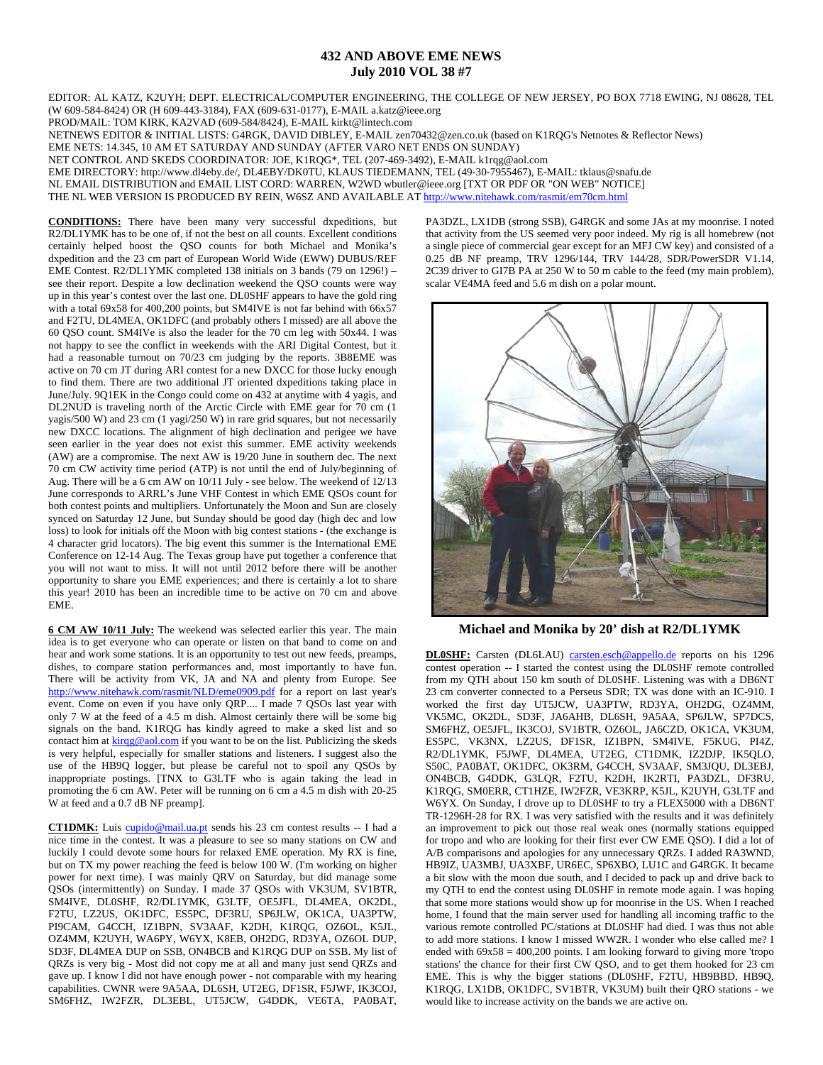# 432 AND ABOVE EME NEWS
## July 2010 VOL 38 #7

EDITOR: AL KATZ, K2UYH; DEPT. ELECTRICAL/COMPUTER ENGINEERING, THE COLLEGE OF NEW JERSEY, PO BOX 7718 EWING, NJ 08628, TEL (W 609-584-8424) OR (H 609-443-3184), FAX (609-631-0177), E-MAIL a.katz@ieee.org
PROD/MAIL: TOM KIRK, KA2VAD (609-584/8424), E-MAIL kirkt@lintech.com
NETNEWS EDITOR & INITIAL LISTS: G4RGK, DAVID DIBLEY, E-MAIL zen70432@zen.co.uk (based on K1RQG's Netnotes & Reflector News)
EME NETS: 14.345, 10 AM ET SATURDAY AND SUNDAY (AFTER VARO NET ENDS ON SUNDAY)
NET CONTROL AND SKEDS COORDINATOR: JOE, K1RQG*, TEL (207-469-3492), E-MAIL k1rqg@aol.com
EME DIRECTORY: http://www.dl4eby.de/, DL4EBY/DK0TU, KLAUS TIEDEMANN, TEL (49-30-7955467), E-MAIL: tklaus@snafu.de
NL EMAIL DISTRIBUTION and EMAIL LIST CORD: WARREN, W2WD wbutler@ieee.org [TXT OR PDF OR "ON WEB" NOTICE]
THE NL WEB VERSION IS PRODUCED BY REIN, W6SZ AND AVAILABLE AT http://www.nitehawk.com/rasmit/em70cm.html

**CONDITIONS:** There have been many very successful dxpeditions, but R2/DL1YMK has to be one of, if not the best on all counts. Excellent conditions certainly helped boost the QSO counts for both Michael and Monika's dxpedition and the 23 cm part of European World Wide (EWW) DUBUS/REF EME Contest. R2/DL1YMK completed 138 initials on 3 bands (79 on 1296!) – see their report. Despite a low declination weekend the QSO counts were way up in this year's contest over the last one. DL0SHF appears to have the gold ring with a total 69x58 for 400,200 points, but SM4IVE is not far behind with 66x57 and F2TU, DL4MEA, OK1DFC (and probably others I missed) are all above the 60 QSO count. SM4IVe is also the leader for the 70 cm leg with 50x44. I was not happy to see the conflict in weekends with the ARI Digital Contest, but it had a reasonable turnout on 70/23 cm judging by the reports. 3B8EME was active on 70 cm JT during ARI contest for a new DXCC for those lucky enough to find them. There are two additional JT oriented dxpeditions taking place in June/July. 9Q1EK in the Congo could come on 432 at anytime with 4 yagis, and DL2NUD is traveling north of the Arctic Circle with EME gear for 70 cm (1 yagis/500 W) and 23 cm (1 yagi/250 W) in rare grid squares, but not necessarily new DXCC locations. The alignment of high declination and perigee we have seen earlier in the year does not exist this summer. EME activity weekends (AW) are a compromise. The next AW is 19/20 June in southern dec. The next 70 cm CW activity time period (ATP) is not until the end of July/beginning of Aug. There will be a 6 cm AW on 10/11 July - see below. The weekend of 12/13 June corresponds to ARRL's June VHF Contest in which EME QSOs count for both contest points and multipliers. Unfortunately the Moon and Sun are closely synced on Saturday 12 June, but Sunday should be good day (high dec and low loss) to look for initials off the Moon with big contest stations - (the exchange is 4 character grid locators). The big event this summer is the International EME Conference on 12-14 Aug. The Texas group have put together a conference that you will not want to miss. It will not until 2012 before there will be another opportunity to share you EME experiences; and there is certainly a lot to share this year! 2010 has been an incredible time to be active on 70 cm and above EME.

**6 CM AW 10/11 July:** The weekend was selected earlier this year. The main idea is to get everyone who can operate or listen on that band to come on and hear and work some stations. It is an opportunity to test out new feeds, preamps, dishes, to compare station performances and, most importantly to have fun. There will be activity from VK, JA and NA and plenty from Europe. See http://www.nitehawk.com/rasmit/NLD/eme0909.pdf for a report on last year's event. Come on even if you have only QRP.... I made 7 QSOs last year with only 7 W at the feed of a 4.5 m dish. Almost certainly there will be some big signals on the band. K1RQG has kindly agreed to make a sked list and so contact him at kirqg@aol.com if you want to be on the list. Publicizing the skeds is very helpful, especially for smaller stations and listeners. I suggest also the use of the HB9Q logger, but please be careful not to spoil any QSOs by inappropriate postings. [TNX to G3LTF who is again taking the lead in promoting the 6 cm AW. Peter will be running on 6 cm a 4.5 m dish with 20-25 W at feed and a 0.7 dB NF preamp].

**CT1DMK:** Luis cupido@mail.ua.pt sends his 23 cm contest results -- I had a nice time in the contest. It was a pleasure to see so many stations on CW and luckily I could devote some hours for relaxed EME operation. My RX is fine, but on TX my power reaching the feed is below 100 W. (I'm working on higher power for next time). I was mainly QRV on Saturday, but did manage some QSOs (intermittently) on Sunday. I made 37 QSOs with VK3UM, SV1BTR, SM4IVE, DL0SHF, R2/DL1YMK, G3LTF, OE5JFL, DL4MEA, OK2DL, F2TU, LZ2US, OK1DFC, ES5PC, DF3RU, SP6JLW, OK1CA, UA3PTW, PI9CAM, G4CCH, IZ1BPN, SV3AAF, K2DH, K1RQG, OZ6OL, K5JL, OZ4MM, K2UYH, WA6PY, W6YX, K8EB, OH2DG, RD3YA, OZ6OL DUP, SD3F, DL4MEA DUP on SSB, ON4BCB and K1RQG DUP on SSB. My list of QRZs is very big - Most did not copy me at all and many just send QRZs and gave up. I know I did not have enough power - not comparable with my hearing capabilities. CWNR were 9A5AA, DL6SH, UT2EG, DF1SR, F5JWF, IK3COJ, SM6FHZ, IW2FZR, DL3EBL, UT5JCW, G4DDK, VE6TA, PA0BAT, PA3DZL, LX1DB (strong SSB), G4RGK and some JAs at my moonrise. I noted that activity from the US seemed very poor indeed. My rig is all homebrew (not a single piece of commercial gear except for an MFJ CW key) and consisted of a 0.25 dB NF preamp, TRV 1296/144, TRV 144/28, SDR/PowerSDR V1.14, 2C39 driver to GI7B PA at 250 W to 50 m cable to the feed (my main problem), scalar VE4MA feed and 5.6 m dish on a polar mount.

**Michael and Monika by 20' dish at R2/DL1YMK**

**DL0SHF:** Carsten (DL6LAU) carsten.esch@appello.de reports on his 1296 contest operation -- I started the contest using the DL0SHF remote controlled from my QTH about 150 km south of DL0SHF. Listening was with a DB6NT 23 cm converter connected to a Perseus SDR; TX was done with an IC-910. I worked the first day UT5JCW, UA3PTW, RD3YA, OH2DG, OZ4MM, VK5MC, OK2DL, SD3F, JA6AHB, DL6SH, 9A5AA, SP6JLW, SP7DCS, SM6FHZ, OE5JFL, IK3COJ, SV1BTR, OZ6OL, JA6CZD, OK1CA, VK3UM, ES5PC, VK3NX, LZ2US, DF1SR, IZ1BPN, SM4IVE, F5KUG, PI4Z, R2/DL1YMK, F5JWF, DL4MEA, UT2EG, CT1DMK, IZ2DJP, IK5QLO, S50C, PA0BAT, OK1DFC, OK3RM, G4CCH, SV3AAF, SM3JQU, DL3EBJ, ON4BCB, G4DDK, G3LQR, F2TU, K2DH, IK2RTI, PA3DZL, DF3RU, K1RQG, SM0ERR, CT1HZE, IW2FZR, VE3KRP, K5JL, K2UYH, G3LTF and W6YX. On Sunday, I drove up to DL0SHF to try a FLEX5000 with a DB6NT TR-1296H-28 for RX. I was very satisfied with the results and it was definitely an improvement to pick out those real weak ones (normally stations equipped for tropo and who are looking for their first ever CW EME QSO). I did a lot of A/B comparisons and apologies for any unnecessary QRZs. I added RA3WND, HB9IZ, UA3MBJ, UA3XBF, UR6EC, SP6XBO, LU1C and G4RGK. It became a bit slow with the moon due south, and I decided to pack up and drive back to my QTH to end the contest using DL0SHF in remote mode again. I was hoping that some more stations would show up for moonrise in the US. When I reached home, I found that the main server used for handling all incoming traffic to the various remote controlled PC/stations at DL0SHF had died. I was thus not able to add more stations. I know I missed WW2R. I wonder who else called me? I ended with 69x58 = 400,200 points. I am looking forward to giving more 'tropo stations' the chance for their first CW QSO, and to get them hooked for 23 cm EME. This is why the bigger stations (DL0SHF, F2TU, HB9BBD, HB9Q, K1RQG, LX1DB, OK1DFC, SV1BTR, VK3UM) built their QRO stations - we would like to increase activity on the bands we are active on.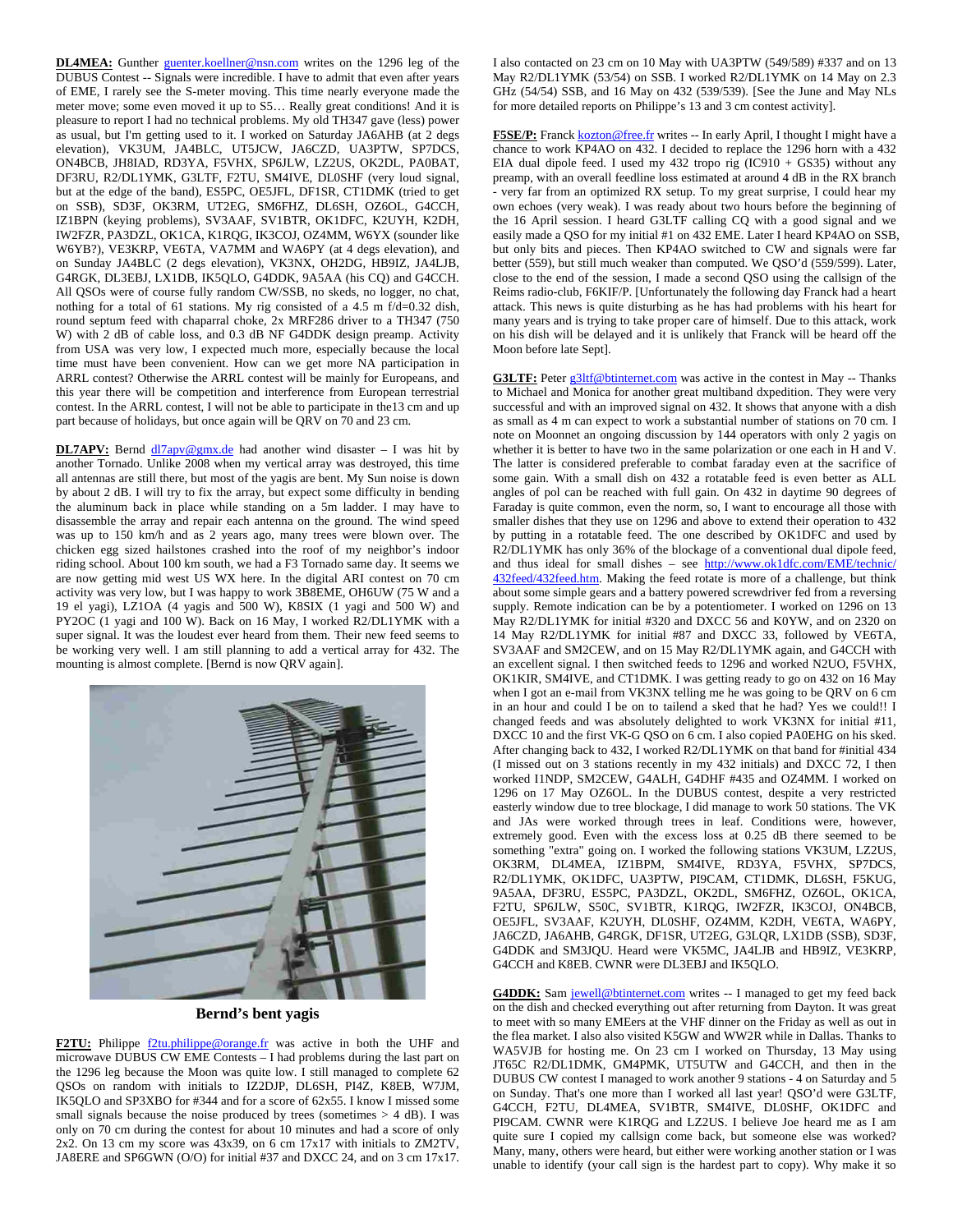**DL4MEA:** Gunther guenter.koellner@nsn.com writes on the 1296 leg of the DUBUS Contest -- Signals were incredible. I have to admit that even after years of EME, I rarely see the S-meter moving. This time nearly everyone made the meter move; some even moved it up to S5… Really great conditions! And it is pleasure to report I had no technical problems. My old TH347 gave (less) power as usual, but I'm getting used to it. I worked on Saturday JA6AHB (at 2 degs elevation), VK3UM, JA4BLC, UT5JCW, JA6CZD, UA3PTW, SP7DCS, ON4BCB, JH8IAD, RD3YA, F5VHX, SP6JLW, LZ2US, OK2DL, PA0BAT, DF3RU, R2/DL1YMK, G3LTF, F2TU, SM4IVE, DL0SHF (very loud signal, but at the edge of the band), ES5PC, OE5JFL, DF1SR, CT1DMK (tried to get on SSB), SD3F, OK3RM, UT2EG, SM6FHZ, DL6SH, OZ6OL, G4CCH, IZ1BPN (keying problems), SV3AAF, SV1BTR, OK1DFC, K2UYH, K2DH, IW2FZR, PA3DZL, OK1CA, K1RQG, IK3COJ, OZ4MM, W6YX (sounder like W6YB?), VE3KRP, VE6TA, VA7MM and WA6PY (at 4 degs elevation), and on Sunday JA4BLC (2 degs elevation), VK3NX, OH2DG, HB9IZ, JA4LJB, G4RGK, DL3EBJ, LX1DB, IK5QLO, G4DDK, 9A5AA (his CQ) and G4CCH. All QSOs were of course fully random CW/SSB, no skeds, no logger, no chat, nothing for a total of 61 stations. My rig consisted of a 4.5 m f/d=0.32 dish, round septum feed with chaparral choke, 2x MRF286 driver to a TH347 (750 W) with 2 dB of cable loss, and 0.3 dB NF G4DDK design preamp. Activity from USA was very low, I expected much more, especially because the local time must have been convenient. How can we get more NA participation in ARRL contest? Otherwise the ARRL contest will be mainly for Europeans, and this year there will be competition and interference from European terrestrial contest. In the ARRL contest, I will not be able to participate in the13 cm and up part because of holidays, but once again will be QRV on 70 and 23 cm.

**DL7APV:** Bernd dl7apv@gmx.de had another wind disaster – I was hit by another Tornado. Unlike 2008 when my vertical array was destroyed, this time all antennas are still there, but most of the yagis are bent. My Sun noise is down by about 2 dB. I will try to fix the array, but expect some difficulty in bending the aluminum back in place while standing on a 5m ladder. I may have to disassemble the array and repair each antenna on the ground. The wind speed was up to 150 km/h and as 2 years ago, many trees were blown over. The chicken egg sized hailstones crashed into the roof of my neighbor's indoor riding school. About 100 km south, we had a F3 Tornado same day. It seems we are now getting mid west US WX here. In the digital ARI contest on 70 cm activity was very low, but I was happy to work 3B8EME, OH6UW (75 W and a 19 el yagi), LZ1OA (4 yagis and 500 W), K8SIX (1 yagi and 500 W) and PY2OC (1 yagi and 100 W). Back on 16 May, I worked R2/DL1YMK with a super signal. It was the loudest ever heard from them. Their new feed seems to be working very well. I am still planning to add a vertical array for 432. The mounting is almost complete. [Bernd is now QRV again].

**Bernd's bent yagis**

**F2TU:** Philippe f2tu.philippe@orange.fr was active in both the UHF and microwave DUBUS CW EME Contests – I had problems during the last part on the 1296 leg because the Moon was quite low. I still managed to complete 62 QSOs on random with initials to IZ2DJP, DL6SH, PI4Z, K8EB, W7JM, IK5QLO and SP3XBO for #344 and for a score of 62x55. I know I missed some small signals because the noise produced by trees (sometimes > 4 dB). I was only on 70 cm during the contest for about 10 minutes and had a score of only 2x2. On 13 cm my score was 43x39, on 6 cm 17x17 with initials to ZM2TV, JA8ERE and SP6GWN (O/O) for initial #37 and DXCC 24, and on 3 cm 17x17. I also contacted on 23 cm on 10 May with UA3PTW (549/589) #337 and on 13 May R2/DL1YMK (53/54) on SSB. I worked R2/DL1YMK on 14 May on 2.3 GHz (54/54) SSB, and 16 May on 432 (539/539). [See the June and May NLs for more detailed reports on Philippe's 13 and 3 cm contest activity].

**F5SE/P:** Franck kozton@free.fr writes -- In early April, I thought I might have a chance to work KP4AO on 432. I decided to replace the 1296 horn with a 432 EIA dual dipole feed. I used my 432 tropo rig (IC910 + GS35) without any preamp, with an overall feedline loss estimated at around 4 dB in the RX branch - very far from an optimized RX setup. To my great surprise, I could hear my own echoes (very weak). I was ready about two hours before the beginning of the 16 April session. I heard G3LTF calling CQ with a good signal and we easily made a QSO for my initial #1 on 432 EME. Later I heard KP4AO on SSB, but only bits and pieces. Then KP4AO switched to CW and signals were far better (559), but still much weaker than computed. We QSO'd (559/599). Later, close to the end of the session, I made a second QSO using the callsign of the Reims radio-club, F6KIF/P. [Unfortunately the following day Franck had a heart attack. This news is quite disturbing as he has had problems with his heart for many years and is trying to take proper care of himself. Due to this attack, work on his dish will be delayed and it is unlikely that Franck will be heard off the Moon before late Sept].

**G3LTF:** Peter g3ltf@btinternet.com was active in the contest in May -- Thanks to Michael and Monica for another great multiband dxpedition. They were very successful and with an improved signal on 432. It shows that anyone with a dish as small as 4 m can expect to work a substantial number of stations on 70 cm. I note on Moonnet an ongoing discussion by 144 operators with only 2 yagis on whether it is better to have two in the same polarization or one each in H and V. The latter is considered preferable to combat faraday even at the sacrifice of some gain. With a small dish on 432 a rotatable feed is even better as ALL angles of pol can be reached with full gain. On 432 in daytime 90 degrees of Faraday is quite common, even the norm, so, I want to encourage all those with smaller dishes that they use on 1296 and above to extend their operation to 432 by putting in a rotatable feed. The one described by OK1DFC and used by R2/DL1YMK has only 36% of the blockage of a conventional dual dipole feed, and thus ideal for small dishes – see http://www.ok1dfc.com/EME/technic/432feed/432feed.htm. Making the feed rotate is more of a challenge, but think about some simple gears and a battery powered screwdriver fed from a reversing supply. Remote indication can be by a potentiometer. I worked on 1296 on 13 May R2/DL1YMK for initial #320 and DXCC 56 and K0YW, and on 2320 on 14 May R2/DL1YMK for initial #87 and DXCC 33, followed by VE6TA, SV3AAF and SM2CEW, and on 15 May R2/DL1YMK again, and G4CCH with an excellent signal. I then switched feeds to 1296 and worked N2UO, F5VHX, OK1KIR, SM4IVE, and CT1DMK. I was getting ready to go on 432 on 16 May when I got an e-mail from VK3NX telling me he was going to be QRV on 6 cm in an hour and could I be on to tailend a sked that he had? Yes we could!! I changed feeds and was absolutely delighted to work VK3NX for initial #11, DXCC 10 and the first VK-G QSO on 6 cm. I also copied PA0EHG on his sked. After changing back to 432, I worked R2/DL1YMK on that band for #initial 434 (I missed out on 3 stations recently in my 432 initials) and DXCC 72, I then worked I1NDP, SM2CEW, G4ALH, G4DHF #435 and OZ4MM. I worked on 1296 on 17 May OZ6OL. In the DUBUS contest, despite a very restricted easterly window due to tree blockage, I did manage to work 50 stations. The VK and JAs were worked through trees in leaf. Conditions were, however, extremely good. Even with the excess loss at 0.25 dB there seemed to be something "extra" going on. I worked the following stations VK3UM, LZ2US, OK3RM, DL4MEA, IZ1BPM, SM4IVE, RD3YA, F5VHX, SP7DCS, R2/DL1YMK, OK1DFC, UA3PTW, PI9CAM, CT1DMK, DL6SH, F5KUG, 9A5AA, DF3RU, ES5PC, PA3DZL, OK2DL, SM6FHZ, OZ6OL, OK1CA, F2TU, SP6JLW, S50C, SV1BTR, K1RQG, IW2FZR, IK3COJ, ON4BCB, OE5JFL, SV3AAF, K2UYH, DL0SHF, OZ4MM, K2DH, VE6TA, WA6PY, JA6CZD, JA6AHB, G4RGK, DF1SR, UT2EG, G3LQR, LX1DB (SSB), SD3F, G4DDK and SM3JQU. Heard were VK5MC, JA4LJB and HB9IZ, VE3KRP, G4CCH and K8EB. CWNR were DL3EBJ and IK5QLO.

**G4DDK:** Sam jewell@btinternet.com writes -- I managed to get my feed back on the dish and checked everything out after returning from Dayton. It was great to meet with so many EMEers at the VHF dinner on the Friday as well as out in the flea market. I also also visited K5GW and WW2R while in Dallas. Thanks to WA5VJB for hosting me. On 23 cm I worked on Thursday, 13 May using JT65C R2/DL1DMK, GM4PMK, UT5UTW and G4CCH, and then in the DUBUS CW contest I managed to work another 9 stations - 4 on Saturday and 5 on Sunday. That's one more than I worked all last year! QSO'd were G3LTF, G4CCH, F2TU, DL4MEA, SV1BTR, SM4IVE, DL0SHF, OK1DFC and PI9CAM. CWNR were K1RQG and LZ2US. I believe Joe heard me as I am quite sure I copied my callsign come back, but someone else was worked? Many, many, others were heard, but either were working another station or I was unable to identify (your call sign is the hardest part to copy). Why make it so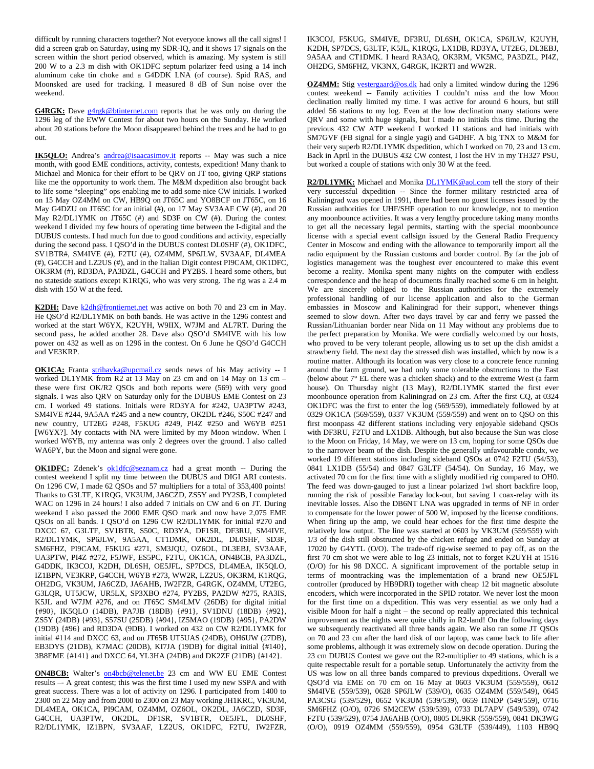difficult by running characters together? Not everyone knows all the call signs! I did a screen grab on Saturday, using my SDR-IQ, and it shows 17 signals on the screen within the short period observed, which is amazing. My system is still 200 W to a 2.3 m dish with OK1DFC septum polarizer feed using a 14 inch aluminum cake tin choke and a G4DDK LNA (of course). Spid RAS, and Moonsked are used for tracking. I measured 8 dB of Sun noise over the weekend.

**G4RGK:** Dave g4rgk@btinternet.com reports that he was only on during the 1296 leg of the EWW Contest for about two hours on the Sunday. He worked about 20 stations before the Moon disappeared behind the trees and he had to go out.

**IK5QLO:** Andrea's andrea@isaacasimov.it reports -- May was such a nice month, with good EME conditions, activity, contests, expedition! Many thank to Michael and Monica for their effort to be QRV on JT too, giving QRP stations like me the opportunity to work them. The M&M dxpedition also brought back to life some "sleeping" ops enabling me to add some nice CW initials. I worked on 15 May OZ4MM on CW, HB9Q on JT65C and YO8BCF on JT65C, on 16 May G4DZU on JT65C for an initial (#), on 17 May SV3AAF CW (#), and 20 May R2/DL1YMK on JT65C (#) and SD3F on CW (#). During the contest weekend I divided my few hours of operating time between the I-digital and the DUBUS contests. I had much fun due to good conditions and activity, especially during the second pass. I QSO'd in the DUBUS contest DL0SHF (#), OK1DFC, SV1BTR#, SM4IVE (#), F2TU (#), OZ4MM, SP6JLW, SV3AAF, DL4MEA (#), G4CCH and LZ2US (#), and in the Italian Digit contest PI9CAM, OK1DFC, OK3RM (#), RD3DA, PA3DZL, G4CCH and PY2BS. I heard some others, but no stateside stations except K1RQG, who was very strong. The rig was a 2.4 m dish with 150 W at the feed.

**K2DH:** Dave k2dh@frontiernet.net was active on both 70 and 23 cm in May. He QSO'd R2/DL1YMK on both bands. He was active in the 1296 contest and worked at the start W6YX, K2UYH, W9IIX, W7JM and AL7RT. During the second pass, he added another 28. Dave also QSO'd SM4IVE with his low power on 432 as well as on 1296 in the contest. On 6 June he QSO'd G4CCH and VE3KRP.

**OK1CA:** Franta strihavka@upcmail.cz sends news of his May activity -- I worked DL1YMK from R2 at 13 May on 23 cm and on 14 May on 13 cm – these were first OK/R2 QSOs and both reports were (569) with very good signals. I was also QRV on Saturday only for the DUBUS EME Contest on 23 cm. I worked 49 stations. Initials were RD3YA for #242, UA3PTW #243, SM4IVE #244, 9A5AA #245 and a new country, OK2DL #246, S50C #247 and new country, UT2EG #248, F5KUG #249, PI4Z #250 and W6YB #251 [W6YX?]. My contacts with NA were limited by my Moon window. When I worked W6YB, my antenna was only 2 degrees over the ground. I also called WA6PY, but the Moon and signal were gone.

**OK1DFC:** Zdenek's ok1dfc@seznam.cz had a great month -- During the contest weekend I split my time between the DUBUS and DIGI ARI contests. On 1296 CW, I made 62 QSOs and 57 multipliers for a total of 353,400 points! Thanks to G3LTF, K1RQG, VK3UM, JA6CZD, ZS5Y and PY2SB, I completed WAC on 1296 in 24 hours! I also added 7 initials on CW and 6 on JT. During weekend I also passed the 2000 EME QSO mark and now have 2,075 EME QSOs on all bands. I QSO'd on 1296 CW R2/DL1YMK for initial #270 and DXCC 67, G3LTF, SV1BTR, S50C, RD3YA, DF1SR, DF3RU, SM4IVE, R2/DL1YMK, SP6JLW, 9A5AA, CT1DMK, OK2DL, DL0SHF, SD3F, SM6FHZ, PI9CAM, F5KUG #271, SM3JQU, OZ6OL, DL3EBJ, SV3AAF, UA3PTW, PI4Z #272, F5JWF, ES5PC, F2TU, OK1CA, ON4BCB, PA3DZL, G4DDK, IK3COJ, K2DH, DL6SH, OE5JFL, SP7DCS, DL4MEA, IK5QLO, IZ1BPN, VE3KRP, G4CCH, W6YB #273, WW2R, LZ2US, OK3RM, K1RQG, OH2DG, VK3UM, JA6CZD, JA6AHB, IW2FZR, G4RGK, OZ4MM, UT2EG, G3LQR, UT5JCW, UR5LX, SP3XBO #274, PY2BS, PA2DW #275, RA3IS, K5JL and W7JM #276, and on JT65C SM4LMV (26DB) for digital initial {#90}, IK5QLO (14DB), PA7JB (18DB) {#91}, SV1DNU (18DB) {#92}, ZS5Y (24DB) {#93}, S57SU (25DB) {#94}, IZ5MAO (19DB) {#95}, PA2DW (19DB) {#96} and RD3DA (9DB). I worked on 432 on CW R2/DL1YMK for initial #114 and DXCC 63, and on JT65B UT5UAS (24DB), OH6UW (27DB), EB3DYS (21DB), K7MAC (20DB), KI7JA (19DB) for digital initial {#140}, 3B8EME {#141} and DXCC 64, YL3HA (24DB) and DK2ZF (21DB) {#142}.

**ON4BCB:** Walter's on4bcb@telenet.be 23 cm and WW EU EME Contest results –- A great contest; this was the first time I used my new SSPA and with great success. There was a lot of activity on 1296. I participated from 1400 to 2300 on 22 May and from 2000 to 2300 on 23 May working JH1KRC, VK3UM, DL4MEA, OK1CA, PI9CAM, OZ4MM, OZ6OL, OK2DL, JA6CZD, SD3F, G4CCH, UA3PTW, OK2DL, DF1SR, SV1BTR, OE5JFL, DL0SHF, R2/DL1YMK, IZ1BPN, SV3AAF, LZ2US, OK1DFC, F2TU, IW2FZR, IK3COJ, F5KUG, SM4IVE, DF3RU, DL6SH, OK1CA, SP6JLW, K2UYH, K2DH, SP7DCS, G3LTF, K5JL, K1RQG, LX1DB, RD3YA, UT2EG, DL3EBJ, 9A5AA and CT1DMK. I heard RA3AQ, OK3RM, VK5MC, PA3DZL, PI4Z, OH2DG, SM6FHZ, VK3NX, G4RGK, IK2RTI and WW2R.

**OZ4MM:** Stig vestergaard@os.dk had only a limited window during the 1296 contest weekend -- Family activities I couldn't miss and the low Moon declination really limited my time. I was active for around 6 hours, but still added 56 stations to my log. Even at the low declination many stations were QRV and some with huge signals, but I made no initials this time. During the previous 432 CW ATP weekend I worked 11 stations and had initials with SM7GVF (FB signal for a single yagi) and G4DHF. A big TNX to M&M for their very superb R2/DL1YMK dxpedition, which I worked on 70, 23 and 13 cm. Back in April in the DUBUS 432 CW contest, I lost the HV in my TH327 PSU, but worked a couple of stations with only 30 W at the feed.

**R2/DL1YMK:** Michael and Monika DL1YMK@aol.com tell the story of their very successful dxpedition -- Since the former military restricted area of Kaliningrad was opened in 1991, there had been no guest licenses issued by the Russian authorities for UHF/SHF operation to our knowledge, not to mention any moonbounce activities. It was a very lengthy procedure taking many months to get all the necessary legal permits, starting with the special moonbounce license with a special event callsign issued by the General Radio Frequency Center in Moscow and ending with the allowance to temporarily import all the radio equipment by the Russian customs and border control. By far the job of logistics management was the toughest ever encountered to make this event become a reality. Monika spent many nights on the computer with endless correspondence and the heap of documents finally reached some 6 cm in height. We are sincerely obliged to the Russian authorities for the extremely professional handling of our license application and also to the German embassies in Moscow and Kaliningrad for their support, whenever things seemed to slow down. After two days travel by car and ferry we passed the Russian/Lithuanian border near Nida on 11 May without any problems due to the perfect preparation by Monika. We were cordially welcomed by our hosts, who proved to be very tolerant people, allowing us to set up the dish amidst a strawberry field. The next day the stressed dish was installed, which by now is a routine matter. Although its location was very close to a concrete fence running around the farm ground, we had only some tolerable obstructions to the East (below about 7° EL there was a chicken shack) and to the extreme West (a farm house). On Thursday night (13 May), R2/DL1YMK started the first ever moonbounce operation from Kaliningrad on 23 cm. After the first CQ, at 0324 OK1DFC was the first to enter the log (569/559), immediately followed by at 0329 OK1CA (569/559), 0337 VK3UM (559/559) and went on to QSO on this first moonpass 42 different stations including very enjoyable sideband QSOs with DF3RU, F2TU and LX1DB. Although, but also because the Sun was close to the Moon on Friday, 14 May, we were on 13 cm, hoping for some QSOs due to the narrower beam of the dish. Despite the generally unfavourable condx, we worked 19 different stations including sideband QSOs at 0742 F2TU (54/53), 0841 LX1DB (55/54) and 0847 G3LTF (54/54). On Sunday, 16 May, we activated 70 cm for the first time with a slightly modified rig compared to OH0. The feed was down-gauged to just a linear polarized 1wl short backfire loop, running the risk of possible Faraday lock-out, but saving 1 coax-relay with its inevitable losses. Also the DB6NT LNA was upgraded in terms of NF in order to compensate for the lower power of 500 W, imposed by the license conditions. When firing up the amp, we could hear echoes for the first time despite the relatively low output. The line was started at 0603 by VK3UM (559/559) with 1/3 of the dish still obstructed by the chicken refuge and ended on Sunday at 17020 by G4YTL (O/O). The trade-off rig-wise seemed to pay off, as on the first 70 cm shot we were able to log 23 initials, not to forget K2UYH at 1516 (O/O) for his 98 DXCC. A significant improvement of the portable setup in terms of moontracking was the implementation of a brand new OE5JFL controller (produced by HB9DRI) together with cheap 12 bit magnetic absolute encoders, which were incorporated in the SPID rotator. We never lost the moon for the first time on a dxpedition. This was very essential as we only had a visible Moon for half a night – the second op really appreciated this technical improvement as the nights were quite chilly in R2-land! On the following days we subsequently reactivated all three bands again. We also ran some JT QSOs on 70 and 23 cm after the hard disk of our laptop, was came back to life after some problems, although it was extremely slow on decode operation. During the 23 cm DUBUS Contest we gave out the R2-multiplier to 49 stations, which is a quite respectable result for a portable setup. Unfortunately the activity from the US was low on all three bands compared to previous dxpeditions. Overall we QSO'd via EME on 70 cm on 16 May at 0603 VK3UM (559/559), 0612 SM4IVE (559/539), 0628 SP6JLW (539/O), 0635 OZ4MM (559/549), 0645 PA3CSG (539/529), 0652 VK3UM (539/539), 0659 I1NDP (549/559), 0716 SM6FHZ (O/O), 0726 SM2CEW (539/539), 0733 DL7APV (549/539), 0742 F2TU (539/529), 0754 JA6AHB (O/O), 0805 DL9KR (559/559), 0841 DK3WG (O/O), 0919 OZ4MM (559/559), 0954 G3LTF (539/449), 1103 HB9Q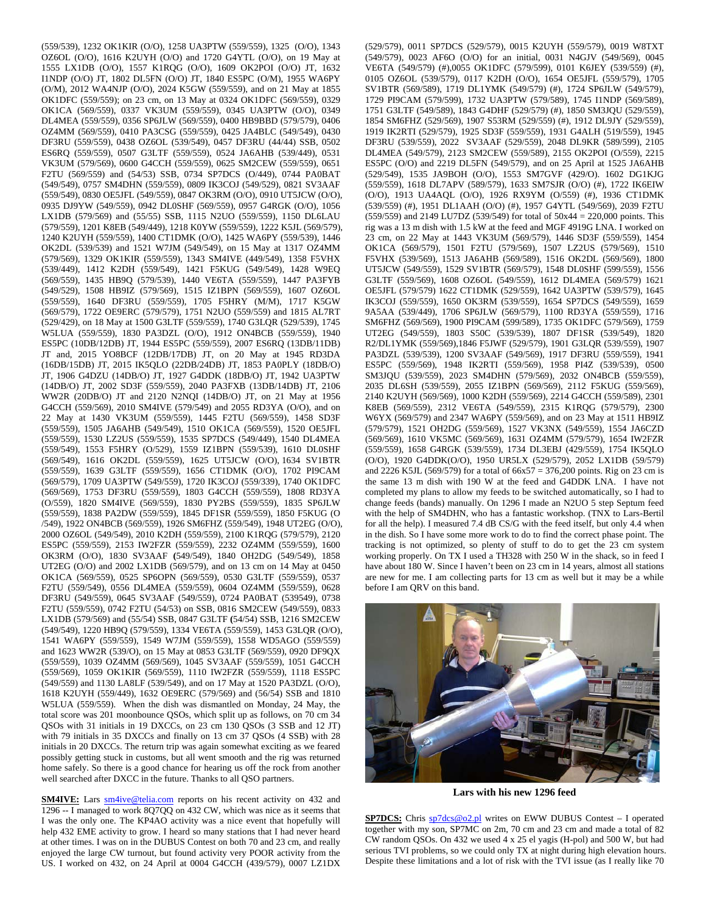(559/539), 1232 OK1KIR (O/O), 1258 UA3PTW (559/559), 1325 (O/O), 1343 OZ6OL (O/O), 1616 K2UYH (O/O) and 1720 G4YTL (O/O), on 19 May at 1555 LX1DB (O/O), 1557 K1RQG (O/O), 1609 OK2POI (O/O) JT, 1632 I1NDP (O/O) JT, 1802 DL5FN (O/O) JT, 1840 ES5PC (O/M), 1955 WA6PY (O/M), 2012 WA4NJP (O/O), 2024 K5GW (559/559), and on 21 May at 1855 OK1DFC (559/559); on 23 cm, on 13 May at 0324 OK1DFC (569/559), 0329 OK1CA (569/559), 0337 VK3UM (559/559), 0345 UA3PTW (O/O), 0349 DL4MEA (559/559), 0356 SP6JLW (569/559), 0400 HB9BBD (579/579), 0406 OZ4MM (569/559), 0410 PA3CSG (559/559), 0425 JA4BLC (549/549), 0430 DF3RU (559/559), 0438 OZ6OL (539/549), 0457 DF3RU (44/44) SSB, 0502 ES6RQ (559/559), 0507 G3LTF (559/559), 0524 JA6AHB (539/449), 0531 VK3UM (579/569), 0600 G4CCH (559/559), 0625 SM2CEW (559/559), 0651 F2TU (569/559) and (54/53) SSB, 0734 SP7DCS (O/449), 0744 PA0BAT (549/549), 0757 SM4DHN (559/559), 0809 IK3COJ (549/529), 0821 SV3AAF (559/549), 0830 OE5JFL (549/559), 0847 OK3RM (O/O), 0910 UT5JCW (O/O), 0935 DJ9YW (549/559), 0942 DL0SHF (569/559), 0957 G4RGK (O/O), 1056 LX1DB (579/569) and (55/55) SSB, 1115 N2UO (559/559), 1150 DL6LAU (579/559), 1201 K8EB (549/449), 1218 K0YW (559/559), 1222 K5JL (569/579), 1240 K2UYH (559/559), 1400 CT1DMK (O/O), 1425 WA6PY (559/539), 1446 OK2DL (539/539) and 1521 W7JM (549/549), on 15 May at 1317 OZ4MM (579/569), 1329 OK1KIR (559/559), 1343 SM4IVE (449/549), 1358 F5VHX (539/449), 1412 K2DH (559/549), 1421 F5KUG (549/549), 1428 W9EQ (569/559), 1435 HB9Q (579/539), 1440 VE6TA (559/559), 1447 PA3FYB (549/529), 1508 HB9IZ (579/569), 1515 IZ1BPN (569/559), 1607 OZ6OL (559/559), 1640 DF3RU (559/559), 1705 F5HRY (M/M), 1717 K5GW (569/579), 1722 OE9ERC (579/579), 1751 N2UO (559/559) and 1815 AL7RT (529/429), on 18 May at 1500 G3LTF (559/559), 1740 G3LQR (529/539), 1745 W5LUA (559/559), 1830 PA3DZL (O/O), 1912 ON4BCB (559/559), 1940 ES5PC (10DB/12DB) JT, 1944 ES5PC (559/559), 2007 ES6RQ (13DB/11DB) JT and, 2015 YO8BCF (12DB/17DB) JT, on 20 May at 1945 RD3DA (16DB/15DB) JT, 2015 IK5QLO (22DB/24DB) JT, 1853 PA0PLY (18DB/O) JT, 1906 G4DZU (14DB/O) JT, 1927 G4DDK (18DB/O) JT, 1942 UA3PTW (14DB/O) JT, 2002 SD3F (559/559), 2040 PA3FXB (13DB/14DB) JT, 2106 WW2R (20DB/O) JT and 2120 N2NQI (14DB/O) JT, on 21 May at 1956 G4CCH (559/569), 2010 SM4IVE (579/549) and 2055 RD3YA (O/O), and on 22 May at 1430 VK3UM (559/559), 1445 F2TU (569/559), 1458 SD3F (559/559), 1505 JA6AHB (549/549), 1510 OK1CA (569/559), 1520 OE5JFL (559/559), 1530 LZ2US (559/559), 1535 SP7DCS (549/449), 1540 DL4MEA (559/549), 1553 F5HRY (O/529), 1559 IZ1BPN (559/539), 1610 DL0SHF (569/549), 1616 OK2DL (559/559), 1625 UT5JCW (O/O), 1634 SV1BTR (559/559), 1639 G3LTF (559/559), 1656 CT1DMK (O/O), 1702 PI9CAM (569/579), 1709 UA3PTW (549/559), 1720 IK3COJ (559/339), 1740 OK1DFC (569/569), 1753 DF3RU (559/559), 1803 G4CCH (559/559), 1808 RD3YA (O/559), 1820 SM4IVE (569/559), 1830 PY2BS (559/559), 1835 SP6JLW (559/559), 1838 PA2DW (559/559), 1845 DF1SR (559/559), 1850 F5KUG (O /549), 1922 ON4BCB (569/559), 1926 SM6FHZ (559/549), 1948 UT2EG (O/O), 2000 OZ6OL (549/549), 2010 K2DH (559/559), 2100 K1RQG (579/579), 2120 ES5PC (559/559), 2153 IW2FZR (559/559), 2232 OZ4MM (559/559), 1600 OK3RM (O/O), 1830 SV3AAF (549/549), 1840 OH2DG (549/549), 1858 UT2EG (O/O) and 2002 LX1DB (569/579), and on 13 cm on 14 May at 0450 OK1CA (569/559), 0525 SP6OPN (569/559), 0530 G3LTF (559/559), 0537 F2TU (559/549), 0556 DL4MEA (559/559), 0604 OZ4MM (559/559), 0628 DF3RU (549/559), 0645 SV3AAF (549/559), 0724 PA0BAT (539549), 0738 F2TU (559/559), 0742 F2TU (54/53) on SSB, 0816 SM2CEW (549/559), 0833 LX1DB (579/569) and (55/54) SSB, 0847 G3LTF (54/54) SSB, 1216 SM2CEW (549/549), 1220 HB9Q (579/559), 1334 VE6TA (559/559), 1453 G3LQR (O/O), 1541 WA6PY (559/559), 1549 W7JM (559/559), 1558 WD5AGO (559/559) and 1623 WW2R (539/O), on 15 May at 0853 G3LTF (569/559), 0920 DF9QX (559/559), 1039 OZ4MM (569/569), 1045 SV3AAF (559/559), 1051 G4CCH (559/569), 1059 OK1KIR (569/559), 1110 IW2FZR (559/559), 1118 ES5PC (549/559) and 1130 LA8LF (539/549), and on 17 May at 1520 PA3DZL (O/O), 1618 K2UYH (559/449), 1632 OE9ERC (579/569) and (56/54) SSB and 1810 W5LUA (559/559). When the dish was dismantled on Monday, 24 May, the total score was 201 moonbounce QSOs, which split up as follows, on 70 cm 34 QSOs with 31 initials in 19 DXCCs, on 23 cm 130 QSOs (3 SSB and 12 JT) with 79 initials in 35 DXCCs and finally on 13 cm 37 QSOs (4 SSB) with 28 initials in 20 DXCCs. The return trip was again somewhat exciting as we feared possibly getting stuck in customs, but all went smooth and the rig was returned home safely. So there is a good chance for hearing us off the rock from another well searched after DXCC in the future. Thanks to all QSO partners.

**SM4IVE:** Lars sm4ive@telia.com reports on his recent activity on 432 and 1296 -- I managed to work 8Q7QQ on 432 CW, which was nice as it seems that I was the only one. The KP4AO activity was a nice event that hopefully will help 432 EME activity to grow. I heard so many stations that I had never heard at other times. I was on in the DUBUS Contest on both 70 and 23 cm, and really enjoyed the large CW turnout, but found activity very POOR activity from the US. I worked on 432, on 24 April at 0004 G4CCH (439/579), 0007 LZ1DX (529/579), 0011 SP7DCS (529/579), 0015 K2UYH (559/579), 0019 W8TXT (549/579), 0023 AF6O (O/O) for an initial, 0031 N4GJV (549/569), 0045 VE6TA (549/579) (#),0055 OK1DFC (579/599), 0101 K6JEY (539/559) (#), 0105 OZ6OL (539/579), 0117 K2DH (O/O), 1654 OE5JFL (559/579), 1705 SV1BTR (569/589), 1719 DL1YMK (549/579) (#), 1724 SP6JLW (549/579), 1729 PI9CAM (579/599), 1732 UA3PTW (579/589), 1745 I1NDP (569/589), 1751 G3LTF (549/589), 1843 G4DHF (529/579) (#), 1850 SM3JQU (529/559), 1854 SM6FHZ (529/569), 1907 S53RM (529/559) (#), 1912 DL9JY (529/559), 1919 IK2RTI (529/579), 1925 SD3F (559/559), 1931 G4ALH (519/559), 1945 DF3RU (539/559), 2022 SV3AAF (529/559), 2048 DL9KR (589/599), 2105 DL4MEA (549/579), 2123 SM2CEW (559/589), 2155 OK2POI (O/559), 2215 ES5PC (O/O) and 2219 DL5FN (549/579), and on 25 April at 1525 JA6AHB (529/549), 1535 JA9BOH (O/O), 1553 SM7GVF (429/O). 1602 DG1KJG (559/559), 1618 DL7APV (589/579), 1633 SM7SJR (O/O) (#), 1722 IK6EIW (O/O), 1913 UA4AQL (O/O), 1926 RX9YM (O/559) (#), 1936 CT1DMK (539/559) (#), 1951 DL1AAH (O/O) (#), 1957 G4YTL (549/569), 2039 F2TU (559/559) and 2149 LU7DZ (539/549) for total of 50x44 = 220,000 points. This rig was a 13 m dish with 1.5 kW at the feed and MGF 4919G LNA. I worked on 23 cm, on 22 May at 1443 VK3UM (569/579), 1446 SD3F (559/559), 1454 OK1CA (569/579), 1501 F2TU (579/569), 1507 LZ2US (579/569), 1510 F5VHX (539/569), 1513 JA6AHB (569/589), 1516 OK2DL (569/569), 1800 UT5JCW (549/559), 1529 SV1BTR (569/579), 1548 DL0SHF (599/559), 1556 G3LTF (559/569), 1608 OZ6OL (549/559), 1612 DL4MEA (569/579) 1621 OE5JFL (579/579) 1622 CT1DMK (529/559), 1642 UA3PTW (539/579), 1645 IK3COJ (559/559), 1650 OK3RM (539/559), 1654 SP7DCS (549/559), 1659 9A5AA (539/449), 1706 SP6JLW (569/579), 1100 RD3YA (559/559), 1716 SM6FHZ (569/569), 1900 PI9CAM (599/589), 1735 OK1DFC (579/569), 1759 UT2EG (549/559), 1803 S50C (539/539), 1807 DF1SR (539/549), 1820 R2/DL1YMK (559/569),1846 F5JWF (529/579), 1901 G3LQR (539/559), 1907 PA3DZL (539/539), 1200 SV3AAF (549/569), 1917 DF3RU (559/559), 1941 ES5PC (559/569), 1948 IK2RTI (559/569), 1958 PI4Z (539/539), 0500 SM3JQU (539/559), 2023 SM4DHN (579/569), 2032 ON4BCB (559/559), 2035 DL6SH (539/559), 2055 IZ1BPN (569/559), 2112 F5KUG (559/569), 2140 K2UYH (569/569), 1000 K2DH (559/559), 2214 G4CCH (559/589), 2301 K8EB (569/559), 2312 VE6TA (549/559), 2315 K1RQG (579/579), 2300 W6YX (569/579) and 2347 WA6PY (559/569), and on 23 May at 1511 HB9IZ (579/579), 1521 OH2DG (559/559), 1527 VK3NX (549/559), 1554 JA6CZD (569/569), 1610 VK5MC (569/569), 1631 OZ4MM (579/579), 1654 IW2FZR (559/559), 1658 G4RGK (539/559), 1734 DL3EBJ (429/559), 1754 IK5QLO (O/O), 1920 G4DDK(O/O), 1950 UR5LX (529/579), 2052 LX1DB (59/579) and 2226 K5JL (569/579) for a total of 66x57 = 376,200 points. Rig on 23 cm is the same 13 m dish with 190 W at the feed and G4DDK LNA. I have not completed my plans to allow my feeds to be switched automatically, so I had to change feeds (bands) manually. On 1296 I made an N2UO 5 step Septum feed with the help of SM4DHN, who has a fantastic workshop. (TNX to Lars-Bertil for all the help). I measured 7.4 dB CS/G with the feed itself, but only 4.4 when in the dish. So I have some more work to do to find the correct phase point. The tracking is not optimized, so plenty of stuff to do to get the 23 cm system working properly. On TX I used a TH328 with 250 W in the shack, so in feed I have about 180 W. Since I haven't been on 23 cm in 14 years, almost all stations are new for me. I am collecting parts for 13 cm as well but it may be a while before I am QRV on this band.

**Lars with his new 1296 feed**

**SP7DCS:** Chris sp7dcs@o2.pl writes on EWW DUBUS Contest – I operated together with my son, SP7MC on 2m, 70 cm and 23 cm and made a total of 82 CW random QSOs. On 432 we used 4 x 25 el yagis (H-pol) and 500 W, but had serious TVI problems, so we could only TX at night during high elevation hours. Despite these limitations and a lot of risk with the TVI issue (as I really like 70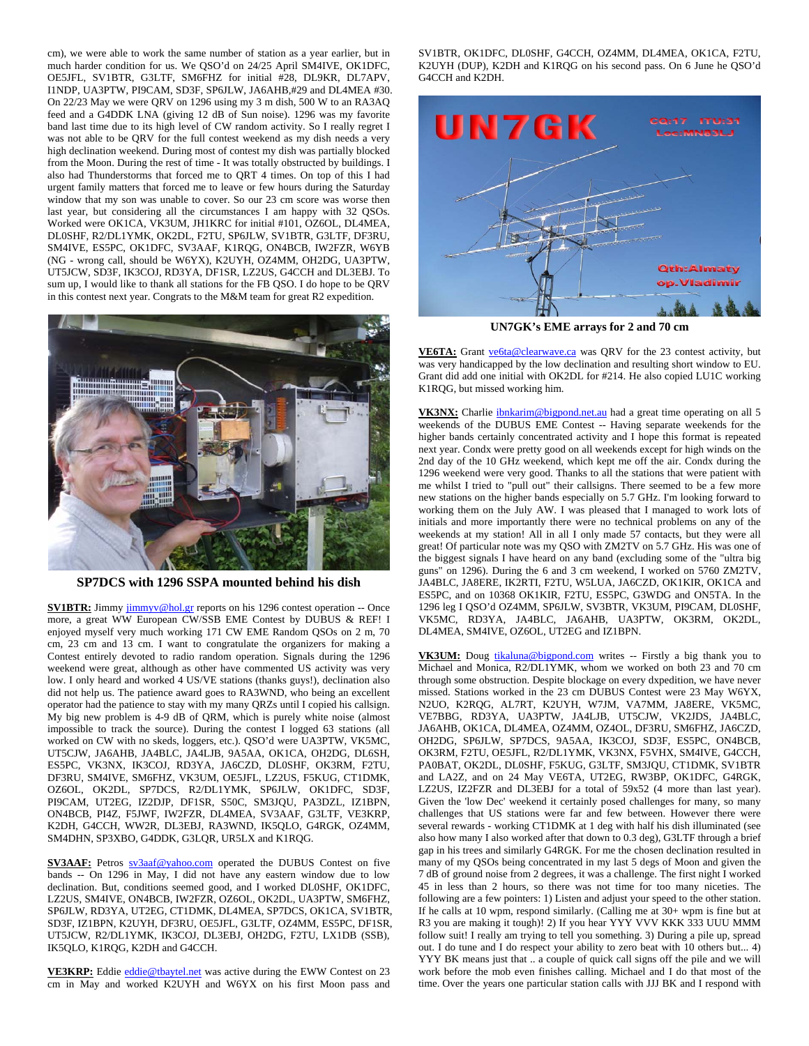cm), we were able to work the same number of station as a year earlier, but in much harder condition for us. We QSO'd on 24/25 April SM4IVE, OK1DFC, OE5JFL, SV1BTR, G3LTF, SM6FHZ for initial #28, DL9KR, DL7APV, I1NDP, UA3PTW, PI9CAM, SD3F, SP6JLW, JA6AHB,#29 and DL4MEA #30. On 22/23 May we were QRV on 1296 using my 3 m dish, 500 W to an RA3AQ feed and a G4DDK LNA (giving 12 dB of Sun noise). 1296 was my favorite band last time due to its high level of CW random activity. So I really regret I was not able to be QRV for the full contest weekend as my dish needs a very high declination weekend. During most of contest my dish was partially blocked from the Moon. During the rest of time - It was totally obstructed by buildings. I also had Thunderstorms that forced me to QRT 4 times. On top of this I had urgent family matters that forced me to leave or few hours during the Saturday window that my son was unable to cover. So our 23 cm score was worse then last year, but considering all the circumstances I am happy with 32 QSOs. Worked were OK1CA, VK3UM, JH1KRC for initial #101, OZ6OL, DL4MEA, DL0SHF, R2/DL1YMK, OK2DL, F2TU, SP6JLW, SV1BTR, G3LTF, DF3RU, SM4IVE, ES5PC, OK1DFC, SV3AAF, K1RQG, ON4BCB, IW2FZR, W6YB (NG - wrong call, should be W6YX), K2UYH, OZ4MM, OH2DG, UA3PTW, UT5JCW, SD3F, IK3COJ, RD3YA, DF1SR, LZ2US, G4CCH and DL3EBJ. To sum up, I would like to thank all stations for the FB QSO. I do hope to be QRV in this contest next year. Congrats to the M&M team for great R2 expedition.

**SP7DCS with 1296 SSPA mounted behind his dish**

**SV1BTR:** Jimmy jimmyv@hol.gr reports on his 1296 contest operation -- Once more, a great WW European CW/SSB EME Contest by DUBUS & REF! I enjoyed myself very much working 171 CW EME Random QSOs on 2 m, 70 cm, 23 cm and 13 cm. I want to congratulate the organizers for making a Contest entirely devoted to radio random operation. Signals during the 1296 weekend were great, although as other have commented US activity was very low. I only heard and worked 4 US/VE stations (thanks guys!), declination also did not help us. The patience award goes to RA3WND, who being an excellent operator had the patience to stay with my many QRZs until I copied his callsign. My big new problem is 4-9 dB of QRM, which is purely white noise (almost impossible to track the source). During the contest I logged 63 stations (all worked on CW with no skeds, loggers, etc.). QSO'd were UA3PTW, VK5MC, UT5CJW, JA6AHB, JA4BLC, JA4LJB, 9A5AA, OK1CA, OH2DG, DL6SH, ES5PC, VK3NX, IK3COJ, RD3YA, JA6CZD, DL0SHF, OK3RM, F2TU, DF3RU, SM4IVE, SM6FHZ, VK3UM, OE5JFL, LZ2US, F5KUG, CT1DMK, OZ6OL, OK2DL, SP7DCS, R2/DL1YMK, SP6JLW, OK1DFC, SD3F, PI9CAM, UT2EG, IZ2DJP, DF1SR, S50C, SM3JQU, PA3DZL, IZ1BPN, ON4BCB, PI4Z, F5JWF, IW2FZR, DL4MEA, SV3AAF, G3LTF, VE3KRP, K2DH, G4CCH, WW2R, DL3EBJ, RA3WND, IK5QLO, G4RGK, OZ4MM, SM4DHN, SP3XBO, G4DDK, G3LQR, UR5LX and K1RQG.

**SV3AAF:** Petros sv3aaf@yahoo.com operated the DUBUS Contest on five bands -- On 1296 in May, I did not have any eastern window due to low declination. But, conditions seemed good, and I worked DL0SHF, OK1DFC, LZ2US, SM4IVE, ON4BCB, IW2FZR, OZ6OL, OK2DL, UA3PTW, SM6FHZ, SP6JLW, RD3YA, UT2EG, CT1DMK, DL4MEA, SP7DCS, OK1CA, SV1BTR, SD3F, IZ1BPN, K2UYH, DF3RU, OE5JFL, G3LTF, OZ4MM, ES5PC, DF1SR, UT5JCW, R2/DL1YMK, IK3COJ, DL3EBJ, OH2DG, F2TU, LX1DB (SSB), IK5QLO, K1RQG, K2DH and G4CCH.

**VE3KRP:** Eddie eddie@tbaytel.net was active during the EWW Contest on 23 cm in May and worked K2UYH and W6YX on his first Moon pass and SV1BTR, OK1DFC, DL0SHF, G4CCH, OZ4MM, DL4MEA, OK1CA, F2TU, K2UYH (DUP), K2DH and K1RQG on his second pass. On 6 June he QSO'd G4CCH and K2DH.

**UN7GK's EME arrays for 2 and 70 cm**

**VE6TA:** Grant ve6ta@clearwave.ca was QRV for the 23 contest activity, but was very handicapped by the low declination and resulting short window to EU. Grant did add one initial with OK2DL for #214. He also copied LU1C working K1RQG, but missed working him.

**VK3NX:** Charlie ibnkarim@bigpond.net.au had a great time operating on all 5 weekends of the DUBUS EME Contest -- Having separate weekends for the higher bands certainly concentrated activity and I hope this format is repeated next year. Condx were pretty good on all weekends except for high winds on the 2nd day of the 10 GHz weekend, which kept me off the air. Condx during the 1296 weekend were very good. Thanks to all the stations that were patient with me whilst I tried to "pull out" their callsigns. There seemed to be a few more new stations on the higher bands especially on 5.7 GHz. I'm looking forward to working them on the July AW. I was pleased that I managed to work lots of initials and more importantly there were no technical problems on any of the weekends at my station! All in all I only made 57 contacts, but they were all great! Of particular note was my QSO with ZM2TV on 5.7 GHz. His was one of the biggest signals I have heard on any band (excluding some of the "ultra big guns" on 1296). During the 6 and 3 cm weekend, I worked on 5760 ZM2TV, JA4BLC, JA8ERE, IK2RTI, F2TU, W5LUA, JA6CZD, OK1KIR, OK1CA and ES5PC, and on 10368 OK1KIR, F2TU, ES5PC, G3WDG and ON5TA. In the 1296 leg I QSO'd OZ4MM, SP6JLW, SV3BTR, VK3UM, PI9CAM, DL0SHF, VK5MC, RD3YA, JA4BLC, JA6AHB, UA3PTW, OK3RM, OK2DL, DL4MEA, SM4IVE, OZ6OL, UT2EG and IZ1BPN.

**VK3UM:** Doug tikaluna@bigpond.com writes -- Firstly a big thank you to Michael and Monica, R2/DL1YMK, whom we worked on both 23 and 70 cm through some obstruction. Despite blockage on every dxpedition, we have never missed. Stations worked in the 23 cm DUBUS Contest were 23 May W6YX, N2UO, K2RQG, AL7RT, K2UYH, W7JM, VA7MM, JA8ERE, VK5MC, VE7BBG, RD3YA, UA3PTW, JA4LJB, UT5CJW, VK2JDS, JA4BLC, JA6AHB, OK1CA, DL4MEA, OZ4MM, OZ4OL, DF3RU, SM6FHZ, JA6CZD, OH2DG, SP6JLW, SP7DCS, 9A5AA, IK3COJ, SD3F, ES5PC, ON4BCB, OK3RM, F2TU, OE5JFL, R2/DL1YMK, VK3NX, F5VHX, SM4IVE, G4CCH, PA0BAT, OK2DL, DL0SHF, F5KUG, G3LTF, SM3JQU, CT1DMK, SV1BTR and LA2Z, and on 24 May VE6TA, UT2EG, RW3BP, OK1DFC, G4RGK, LZ2US, IZ2FZR and DL3EBJ for a total of 59x52 (4 more than last year). Given the 'low Dec' weekend it certainly posed challenges for many, so many challenges that US stations were far and few between. However there were several rewards - working CT1DMK at 1 deg with half his dish illuminated (see also how many I also worked after that down to 0.3 deg), G3LTF through a brief gap in his trees and similarly G4RGK. For me the chosen declination resulted in many of my QSOs being concentrated in my last 5 degs of Moon and given the 7 dB of ground noise from 2 degrees, it was a challenge. The first night I worked 45 in less than 2 hours, so there was not time for too many niceties. The following are a few pointers: 1) Listen and adjust your speed to the other station. If he calls at 10 wpm, respond similarly. (Calling me at 30+ wpm is fine but at R3 you are making it tough)! 2) If you hear YYY VVV KKK 333 UUU MMM follow suit! I really am trying to tell you something. 3) During a pile up, spread out. I do tune and I do respect your ability to zero beat with 10 others but... 4) YYY BK means just that .. a couple of quick call signs off the pile and we will work before the mob even finishes calling. Michael and I do that most of the time. Over the years one particular station calls with JJJ BK and I respond with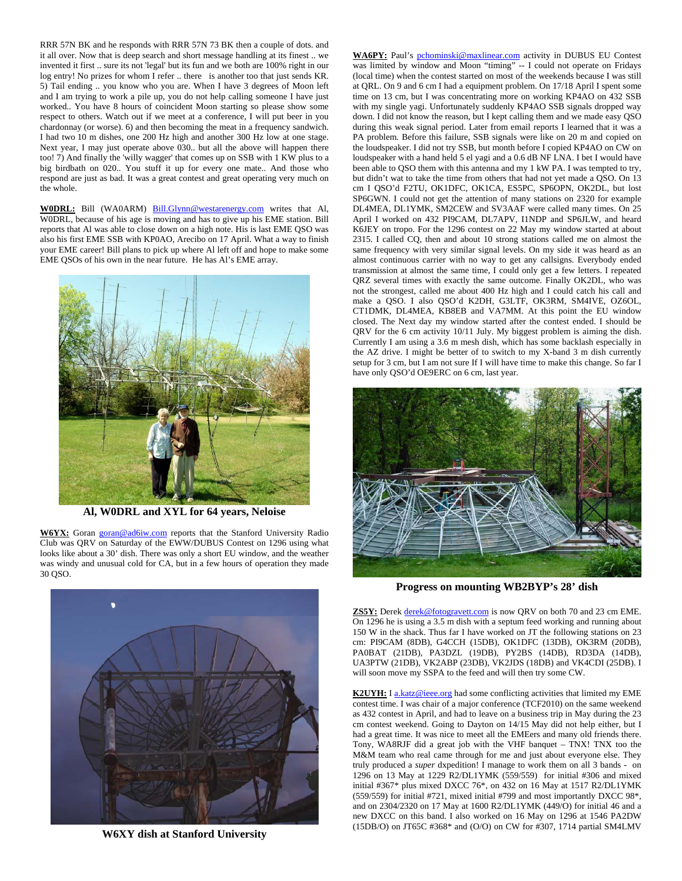RRR 57N BK and he responds with RRR 57N 73 BK then a couple of dots. and it all over. Now that is deep search and short message handling at its finest .. we invented it first .. sure its not 'legal' but its fun and we both are 100% right in our log entry! No prizes for whom I refer .. there is another too that just sends KR. 5) Tail ending .. you know who you are. When I have 3 degrees of Moon left and I am trying to work a pile up, you do not help calling someone I have just worked.. You have 8 hours of coincident Moon starting so please show some respect to others. Watch out if we meet at a conference, I will put beer in you chardonnay (or worse). 6) and then becoming the meat in a frequency sandwich. I had two 10 m dishes, one 200 Hz high and another 300 Hz low at one stage. Next year, I may just operate above 030.. but all the above will happen there too! 7) And finally the 'willy wagger' that comes up on SSB with 1 KW plus to a big birdbath on 020.. You stuff it up for every one mate.. And those who respond are just as bad. It was a great contest and great operating very much on the whole.

**W0DRL:** Bill (WA0ARM) Bill.Glynn@westarenergy.com writes that Al, W0DRL, because of his age is moving and has to give up his EME station. Bill reports that Al was able to close down on a high note. His is last EME QSO was also his first EME SSB with KP0AO, Arecibo on 17 April. What a way to finish your EME career! Bill plans to pick up where Al left off and hope to make some EME QSOs of his own in the near future. He has Al's EME array.

**Al, W0DRL and XYL for 64 years, Neloise**

**W6YX:** Goran goran@ad6iw.com reports that the Stanford University Radio Club was QRV on Saturday of the EWW/DUBUS Contest on 1296 using what looks like about a 30' dish. There was only a short EU window, and the weather was windy and unusual cold for CA, but in a few hours of operation they made 30 QSO.

**W6XY dish at Stanford University**

**WA6PY:** Paul's pchominski@maxlinear.com activity in DUBUS EU Contest was limited by window and Moon "timing" -- I could not operate on Fridays (local time) when the contest started on most of the weekends because I was still at QRL. On 9 and 6 cm I had a equipment problem. On 17/18 April I spent some time on 13 cm, but I was concentrating more on working KP4AO on 432 SSB with my single yagi. Unfortunately suddenly KP4AO SSB signals dropped way down. I did not know the reason, but I kept calling them and we made easy QSO during this weak signal period. Later from email reports I learned that it was a PA problem. Before this failure, SSB signals were like on 20 m and copied on the loudspeaker. I did not try SSB, but month before I copied KP4AO on CW on loudspeaker with a hand held 5 el yagi and a 0.6 dB NF LNA. I bet I would have been able to QSO them with this antenna and my 1 kW PA. I was tempted to try, but didn't wat to take the time from others that had not yet made a QSO. On 13 cm I QSO'd F2TU, OK1DFC, OK1CA, ES5PC, SP6OPN, OK2DL, but lost SP6GWN. I could not get the attention of many stations on 2320 for example DL4MEA, DL1YMK, SM2CEW and SV3AAF were called many times. On 25 April I worked on 432 PI9CAM, DL7APV, I1NDP and SP6JLW, and heard K6JEY on tropo. For the 1296 contest on 22 May my window started at about 2315. I called CQ, then and about 10 strong stations called me on almost the same frequency with very similar signal levels. On my side it was heard as an almost continuous carrier with no way to get any callsigns. Everybody ended transmission at almost the same time, I could only get a few letters. I repeated QRZ several times with exactly the same outcome. Finally OK2DL, who was not the strongest, called me about 400 Hz high and I could catch his call and make a QSO. I also QSO'd K2DH, G3LTF, OK3RM, SM4IVE, OZ6OL, CT1DMK, DL4MEA, KB8EB and VA7MM. At this point the EU window closed. The Next day my window started after the contest ended. I should be QRV for the 6 cm activity 10/11 July. My biggest problem is aiming the dish. Currently I am using a 3.6 m mesh dish, which has some backlash especially in the AZ drive. I might be better of to switch to my X-band 3 m dish currently setup for 3 cm, but I am not sure If I will have time to make this change. So far I have only QSO'd OE9ERC on 6 cm, last year.

**Progress on mounting WB2BYP's 28' dish**

**ZS5Y:** Derek derek@fotogravett.com is now QRV on both 70 and 23 cm EME. On 1296 he is using a 3.5 m dish with a septum feed working and running about 150 W in the shack. Thus far I have worked on JT the following stations on 23 cm: PI9CAM (8DB), G4CCH (15DB), OK1DFC (13DB), OK3RM (20DB), PA0BAT (21DB), PA3DZL (19DB), PY2BS (14DB), RD3DA (14DB), UA3PTW (21DB), VK2ABP (23DB), VK2JDS (18DB) and VK4CDI (25DB). I will soon move my SSPA to the feed and will then try some CW.

**K2UYH:** I a.katz@ieee.org had some conflicting activities that limited my EME contest time. I was chair of a major conference (TCF2010) on the same weekend as 432 contest in April, and had to leave on a business trip in May during the 23 cm contest weekend. Going to Dayton on 14/15 May did not help either, but I had a great time. It was nice to meet all the EMEers and many old friends there. Tony, WA8RJF did a great job with the VHF banquet – TNX! TNX too the M&M team who real came through for me and just about everyone else. They truly produced a *super* dxpedition! I manage to work them on all 3 bands - on 1296 on 13 May at 1229 R2/DL1YMK (559/559) for initial #306 and mixed initial #367* plus mixed DXCC 76*, on 432 on 16 May at 1517 R2/DL1YMK (559/559) for initial #721, mixed initial #799 and most importantly DXCC 98*, and on 2304/2320 on 17 May at 1600 R2/DL1YMK (449/O) for initial 46 and a new DXCC on this band. I also worked on 16 May on 1296 at 1546 PA2DW (15DB/O) on JT65C #368* and (O/O) on CW for #307, 1714 partial SM4LMV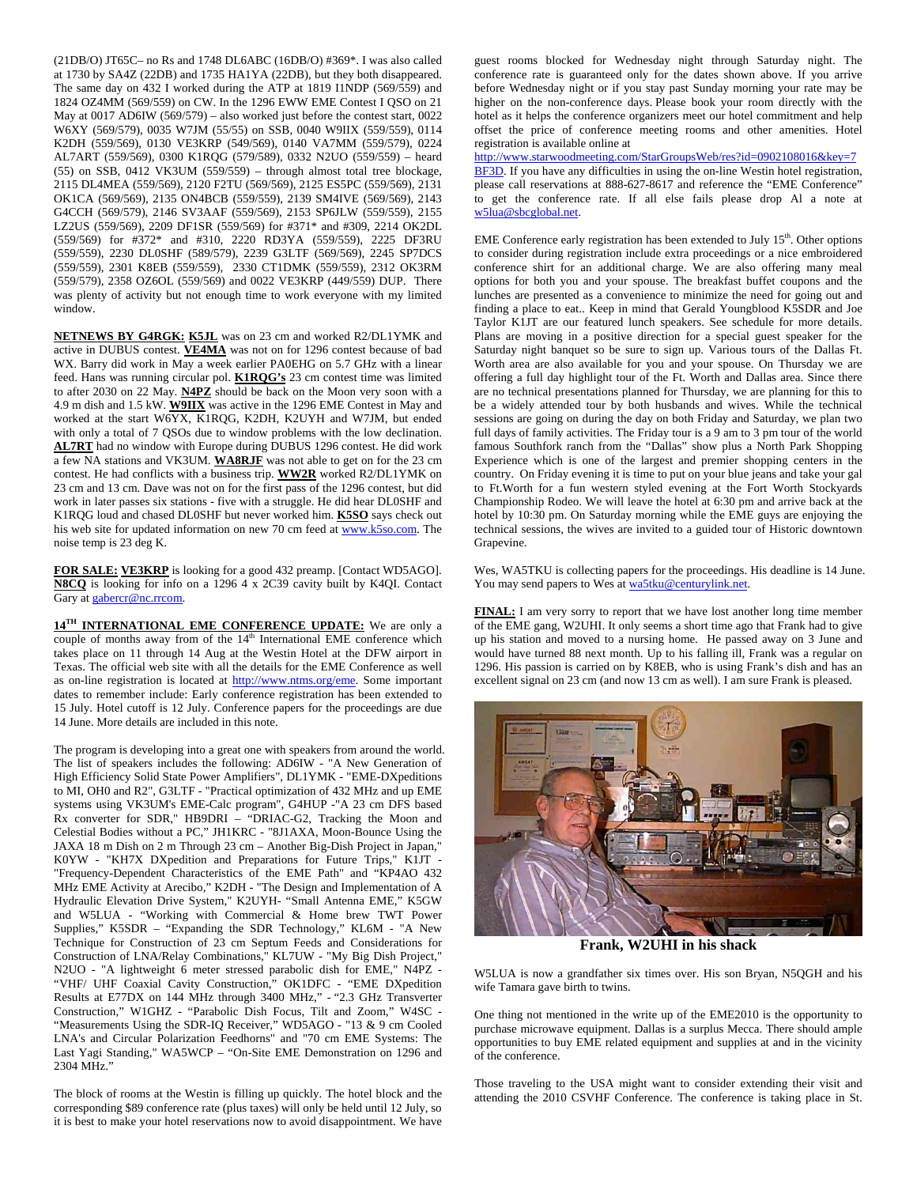(21DB/O) JT65C– no Rs and 1748 DL6ABC (16DB/O) #369*. I was also called at 1730 by SA4Z (22DB) and 1735 HA1YA (22DB), but they both disappeared. The same day on 432 I worked during the ATP at 1819 I1NDP (569/559) and 1824 OZ4MM (569/559) on CW. In the 1296 EWW EME Contest I QSO on 21 May at 0017 AD6IW (569/579) – also worked just before the contest start, 0022 W6XY (569/579), 0035 W7JM (55/55) on SSB, 0040 W9IIX (559/559), 0114 K2DH (559/569), 0130 VE3KRP (549/569), 0140 VA7MM (559/579), 0224 AL7ART (559/569), 0300 K1RQG (579/589), 0332 N2UO (559/559) – heard (55) on SSB, 0412 VK3UM (559/559) – through almost total tree blockage, 2115 DL4MEA (559/569), 2120 F2TU (569/569), 2125 ES5PC (559/569), 2131 OK1CA (569/569), 2135 ON4BCB (559/559), 2139 SM4IVE (569/569), 2143 G4CCH (569/579), 2146 SV3AAF (559/569), 2153 SP6JLW (559/559), 2155 LZ2US (559/569), 2209 DF1SR (559/569) for #371* and #309, 2214 OK2DL (559/569) for #372* and #310, 2220 RD3YA (559/559), 2225 DF3RU (559/559), 2230 DL0SHF (589/579), 2239 G3LTF (569/559), 2245 SP7DCS (559/559), 2301 K8EB (559/559), 2330 CT1DMK (559/559), 2312 OK3RM (559/579), 2358 OZ6OL (559/569) and 0022 VE3KRP (449/559) DUP. There was plenty of activity but not enough time to work everyone with my limited window.

**NETNEWS BY G4RGK:** **K5JL** was on 23 cm and worked R2/DL1YMK and active in DUBUS contest. **VE4MA** was not on for 1296 contest because of bad WX. Barry did work in May a week earlier PA0EHG on 5.7 GHz with a linear feed. Hans was running circular pol. **K1RQG's** 23 cm contest time was limited to after 0130 on 22 May. **N4PZ** should be back on the Moon very soon with a 4.9 m dish and 1.5 kW. **W9IIX** was active in the 1296 EME Contest in May and worked at the start W6YX, K1RQG, K2DH, K2UYH and W7JM, but ended with only a total of 7 QSOs due to window problems with the low declination. **AL7RT** had no window with Europe during DUBUS 1296 contest. He did work a few NA stations and VK3UM. **WA8RJF** was not able to get on for the 23 cm contest. He had conflicts with a business trip. **WW2R** worked R2/DL1YMK on 23 cm and 13 cm. Dave was not on for the first pass of the 1296 contest, but did work in later passes six stations - five with a struggle. He did hear DL0SHF and K1RQG loud and chased DL0SHF but never worked him. **K5SO** says check out his web site for updated information on new 70 cm feed at www.k5so.com. The noise temp is 23 deg K.

**FOR SALE:** **VE3KRP** is looking for a good 432 preamp. [Contact WD5AGO]. **N8CQ** is looking for info on a 1296 4 x 2C39 cavity built by K4QI. Contact Gary at gabercr@nc.rrcom.

**14TH INTERNATIONAL EME CONFERENCE UPDATE:** We are only a couple of months away from of the 14th International EME conference which takes place on 11 through 14 Aug at the Westin Hotel at the DFW airport in Texas. The official web site with all the details for the EME Conference as well as on-line registration is located at http://www.ntms.org/eme. Some important dates to remember include: Early conference registration has been extended to 15 July. Hotel cutoff is 12 July. Conference papers for the proceedings are due 14 June. More details are included in this note.

The program is developing into a great one with speakers from around the world. The list of speakers includes the following: AD6IW - "A New Generation of High Efficiency Solid State Power Amplifiers", DL1YMK - "EME-DXpeditions to MI, OH0 and R2", G3LTF - "Practical optimization of 432 MHz and up EME systems using VK3UM's EME-Calc program", G4HUP -"A 23 cm DFS based Rx converter for SDR," HB9DRI – "DRIAC-G2, Tracking the Moon and Celestial Bodies without a PC," JH1KRC - "8J1AXA, Moon-Bounce Using the JAXA 18 m Dish on 2 m Through 23 cm – Another Big-Dish Project in Japan," K0YW - "KH7X DXpedition and Preparations for Future Trips," K1JT - "Frequency-Dependent Characteristics of the EME Path" and "KP4AO 432 MHz EME Activity at Arecibo," K2DH - "The Design and Implementation of A Hydraulic Elevation Drive System," K2UYH- "Small Antenna EME," K5GW and W5LUA - "Working with Commercial & Home brew TWT Power Supplies," K5SDR – "Expanding the SDR Technology," KL6M - "A New Technique for Construction of 23 cm Septum Feeds and Considerations for Construction of LNA/Relay Combinations," KL7UW - "My Big Dish Project," N2UO - "A lightweight 6 meter stressed parabolic dish for EME," N4PZ - "VHF/ UHF Coaxial Cavity Construction," OK1DFC - "EME DXpedition Results at E77DX on 144 MHz through 3400 MHz," - "2.3 GHz Transverter Construction," W1GHZ - "Parabolic Dish Focus, Tilt and Zoom," W4SC - "Measurements Using the SDR-IQ Receiver," WD5AGO - "13 & 9 cm Cooled LNA's and Circular Polarization Feedhorns" and "70 cm EME Systems: The Last Yagi Standing," WA5WCP – "On-Site EME Demonstration on 1296 and 2304 MHz."

The block of rooms at the Westin is filling up quickly. The hotel block and the corresponding $89 conference rate (plus taxes) will only be held until 12 July, so it is best to make your hotel reservations now to avoid disappointment. We have guest rooms blocked for Wednesday night through Saturday night. The conference rate is guaranteed only for the dates shown above. If you arrive before Wednesday night or if you stay past Sunday morning your rate may be higher on the non-conference days. Please book your room directly with the hotel as it helps the conference organizers meet our hotel commitment and help offset the price of conference meeting rooms and other amenities. Hotel registration is available online at http://www.starwoodmeeting.com/StarGroupsWeb/res?id=0902108016&key=7BF3D. If you have any difficulties in using the on-line Westin hotel registration, please call reservations at 888-627-8617 and reference the "EME Conference" to get the conference rate. If all else fails please drop Al a note at w5lua@sbcglobal.net.

EME Conference early registration has been extended to July 15th. Other options to consider during registration include extra proceedings or a nice embroidered conference shirt for an additional charge. We are also offering many meal options for both you and your spouse. The breakfast buffet coupons and the lunches are presented as a convenience to minimize the need for going out and finding a place to eat.. Keep in mind that Gerald Youngblood K5SDR and Joe Taylor K1JT are our featured lunch speakers. See schedule for more details. Plans are moving in a positive direction for a special guest speaker for the Saturday night banquet so be sure to sign up. Various tours of the Dallas Ft. Worth area are also available for you and your spouse. On Thursday we are offering a full day highlight tour of the Ft. Worth and Dallas area. Since there are no technical presentations planned for Thursday, we are planning for this to be a widely attended tour by both husbands and wives. While the technical sessions are going on during the day on both Friday and Saturday, we plan two full days of family activities. The Friday tour is a 9 am to 3 pm tour of the world famous Southfork ranch from the "Dallas" show plus a North Park Shopping Experience which is one of the largest and premier shopping centers in the country. On Friday evening it is time to put on your blue jeans and take your gal to Ft.Worth for a fun western styled evening at the Fort Worth Stockyards Championship Rodeo. We will leave the hotel at 6:30 pm and arrive back at the hotel by 10:30 pm. On Saturday morning while the EME guys are enjoying the technical sessions, the wives are invited to a guided tour of Historic downtown Grapevine.

Wes, WA5TKU is collecting papers for the proceedings. His deadline is 14 June. You may send papers to Wes at wa5tku@centurylink.net.

**FINAL:** I am very sorry to report that we have lost another long time member of the EME gang, W2UHI. It only seems a short time ago that Frank had to give up his station and moved to a nursing home. He passed away on 3 June and would have turned 88 next month. Up to his falling ill, Frank was a regular on 1296. His passion is carried on by K8EB, who is using Frank's dish and has an excellent signal on 23 cm (and now 13 cm as well). I am sure Frank is pleased.

**Frank, W2UHI in his shack**

W5LUA is now a grandfather six times over. His son Bryan, N5QGH and his wife Tamara gave birth to twins.

One thing not mentioned in the write up of the EME2010 is the opportunity to purchase microwave equipment. Dallas is a surplus Mecca. There should ample opportunities to buy EME related equipment and supplies at and in the vicinity of the conference.

Those traveling to the USA might want to consider extending their visit and attending the 2010 CSVHF Conference. The conference is taking place in St.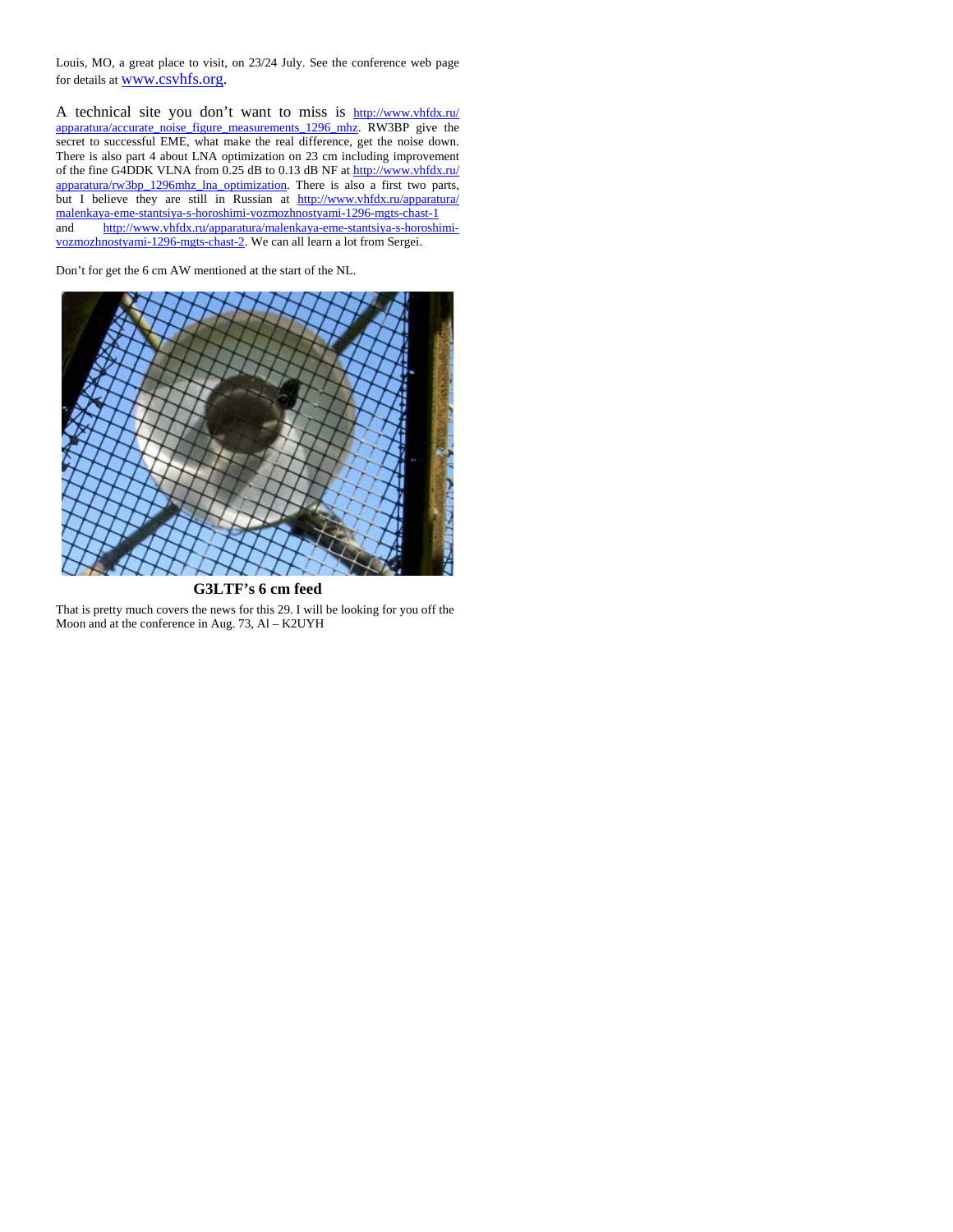Louis, MO, a great place to visit, on 23/24 July. See the conference web page for details at www.csvhfs.org.

A technical site you don't want to miss is http://www.vhfdx.ru/apparatura/accurate_noise_figure_measurements_1296_mhz. RW3BP give the secret to successful EME, what make the real difference, get the noise down. There is also part 4 about LNA optimization on 23 cm including improvement of the fine G4DDK VLNA from 0.25 dB to 0.13 dB NF at http://www.vhfdx.ru/apparatura/rw3bp_1296mhz_lna_optimization. There is also a first two parts, but I believe they are still in Russian at http://www.vhfdx.ru/apparatura/malenkaya-eme-stantsiya-s-horoshimi-vozmozhnostyami-1296-mgts-chast-1 and http://www.vhfdx.ru/apparatura/malenkaya-eme-stantsiya-s-horoshimi-vozmozhnostyami-1296-mgts-chast-2. We can all learn a lot from Sergei.

Don't for get the 6 cm AW mentioned at the start of the NL.

**G3LTF's 6 cm feed**

That is pretty much covers the news for this 29. I will be looking for you off the Moon and at the conference in Aug. 73, Al – K2UYH